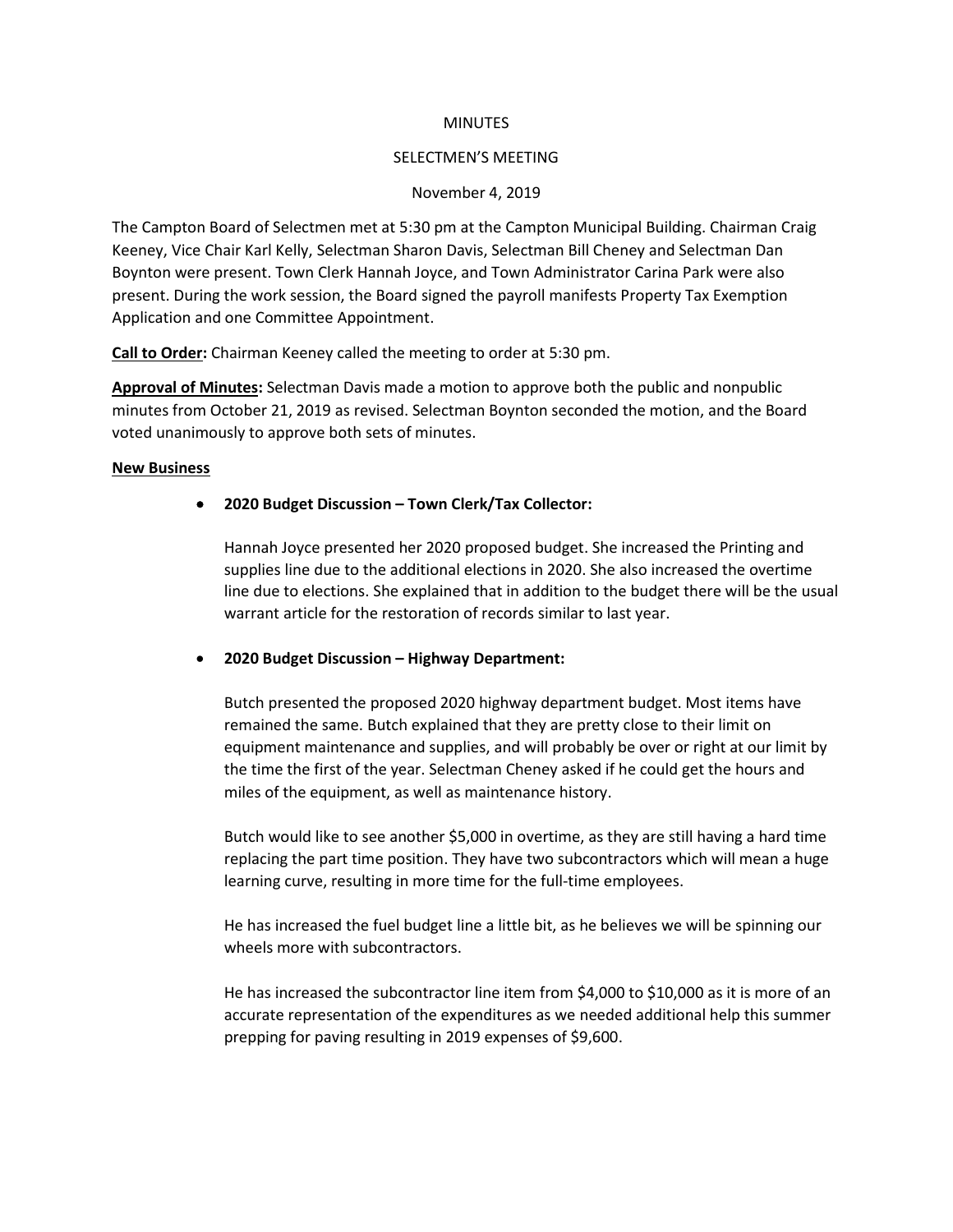MINUTES

SELECTMEN'S MEETING

November 4, 2019

The Campton Board of Selectmen met at 5:30 pm at the Campton Municipal Building. Chairman Craig Keeney, Vice Chair Karl Kelly, Selectman Sharon Davis, Selectman Bill Cheney and Selectman Dan Boynton were present. Town Clerk Hannah Joyce, and Town Administrator Carina Park were also present. During the work session, the Board signed the payroll manifests Property Tax Exemption Application and one Committee Appointment.

**Call to Order:** Chairman Keeney called the meeting to order at 5:30 pm.

**Approval of Minutes:** Selectman Davis made a motion to approve both the public and nonpublic minutes from October 21, 2019 as revised. Selectman Boynton seconded the motion, and the Board voted unanimously to approve both sets of minutes.

**New Business**

- **2020 Budget Discussion – Town Clerk/Tax Collector:**

  Hannah Joyce presented her 2020 proposed budget. She increased the Printing and supplies line due to the additional elections in 2020. She also increased the overtime line due to elections. She explained that in addition to the budget there will be the usual warrant article for the restoration of records similar to last year.

- **2020 Budget Discussion – Highway Department:**

  Butch presented the proposed 2020 highway department budget. Most items have remained the same. Butch explained that they are pretty close to their limit on equipment maintenance and supplies, and will probably be over or right at our limit by the time the first of the year. Selectman Cheney asked if he could get the hours and miles of the equipment, as well as maintenance history.

  Butch would like to see another $5,000 in overtime, as they are still having a hard time replacing the part time position. They have two subcontractors which will mean a huge learning curve, resulting in more time for the full-time employees.

  He has increased the fuel budget line a little bit, as he believes we will be spinning our wheels more with subcontractors.

  He has increased the subcontractor line item from $4,000 to $10,000 as it is more of an accurate representation of the expenditures as we needed additional help this summer prepping for paving resulting in 2019 expenses of $9,600.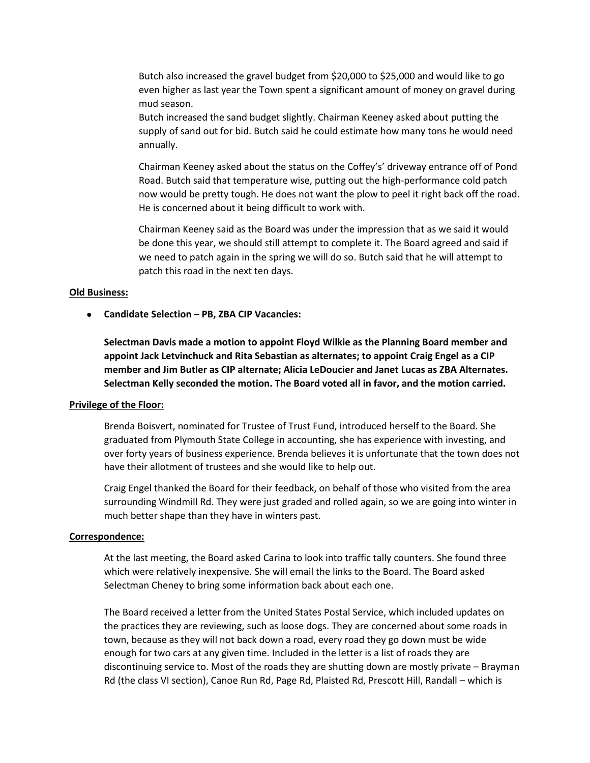Butch also increased the gravel budget from $20,000 to $25,000 and would like to go even higher as last year the Town spent a significant amount of money on gravel during mud season.
Butch increased the sand budget slightly. Chairman Keeney asked about putting the supply of sand out for bid. Butch said he could estimate how many tons he would need annually.

Chairman Keeney asked about the status on the Coffey's' driveway entrance off of Pond Road. Butch said that temperature wise, putting out the high-performance cold patch now would be pretty tough. He does not want the plow to peel it right back off the road. He is concerned about it being difficult to work with.

Chairman Keeney said as the Board was under the impression that as we said it would be done this year, we should still attempt to complete it. The Board agreed and said if we need to patch again in the spring we will do so. Butch said that he will attempt to patch this road in the next ten days.

**Old Business:**

- **Candidate Selection – PB, ZBA CIP Vacancies:**

  **Selectman Davis made a motion to appoint Floyd Wilkie as the Planning Board member and appoint Jack Letvinchuck and Rita Sebastian as alternates; to appoint Craig Engel as a CIP member and Jim Butler as CIP alternate; Alicia LeDoucier and Janet Lucas as ZBA Alternates. Selectman Kelly seconded the motion. The Board voted all in favor, and the motion carried.**

**Privilege of the Floor:**

Brenda Boisvert, nominated for Trustee of Trust Fund, introduced herself to the Board. She graduated from Plymouth State College in accounting, she has experience with investing, and over forty years of business experience. Brenda believes it is unfortunate that the town does not have their allotment of trustees and she would like to help out.

Craig Engel thanked the Board for their feedback, on behalf of those who visited from the area surrounding Windmill Rd. They were just graded and rolled again, so we are going into winter in much better shape than they have in winters past.

**Correspondence:**

At the last meeting, the Board asked Carina to look into traffic tally counters. She found three which were relatively inexpensive. She will email the links to the Board. The Board asked Selectman Cheney to bring some information back about each one.

The Board received a letter from the United States Postal Service, which included updates on the practices they are reviewing, such as loose dogs. They are concerned about some roads in town, because as they will not back down a road, every road they go down must be wide enough for two cars at any given time. Included in the letter is a list of roads they are discontinuing service to. Most of the roads they are shutting down are mostly private – Brayman Rd (the class VI section), Canoe Run Rd, Page Rd, Plaisted Rd, Prescott Hill, Randall – which is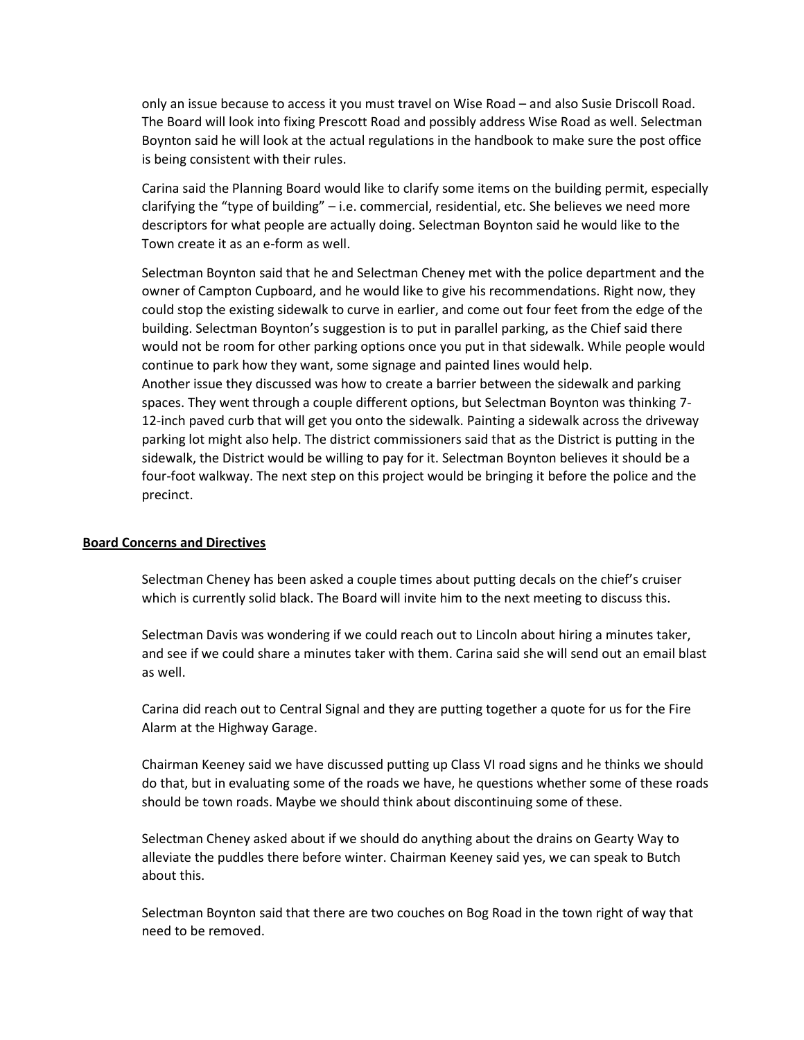only an issue because to access it you must travel on Wise Road – and also Susie Driscoll Road. The Board will look into fixing Prescott Road and possibly address Wise Road as well. Selectman Boynton said he will look at the actual regulations in the handbook to make sure the post office is being consistent with their rules.

Carina said the Planning Board would like to clarify some items on the building permit, especially clarifying the "type of building" – i.e. commercial, residential, etc. She believes we need more descriptors for what people are actually doing. Selectman Boynton said he would like to the Town create it as an e-form as well.

Selectman Boynton said that he and Selectman Cheney met with the police department and the owner of Campton Cupboard, and he would like to give his recommendations. Right now, they could stop the existing sidewalk to curve in earlier, and come out four feet from the edge of the building. Selectman Boynton's suggestion is to put in parallel parking, as the Chief said there would not be room for other parking options once you put in that sidewalk. While people would continue to park how they want, some signage and painted lines would help.
Another issue they discussed was how to create a barrier between the sidewalk and parking spaces. They went through a couple different options, but Selectman Boynton was thinking 7-12-inch paved curb that will get you onto the sidewalk. Painting a sidewalk across the driveway parking lot might also help. The district commissioners said that as the District is putting in the sidewalk, the District would be willing to pay for it. Selectman Boynton believes it should be a four-foot walkway. The next step on this project would be bringing it before the police and the precinct.

**Board Concerns and Directives**

Selectman Cheney has been asked a couple times about putting decals on the chief's cruiser which is currently solid black. The Board will invite him to the next meeting to discuss this.

Selectman Davis was wondering if we could reach out to Lincoln about hiring a minutes taker, and see if we could share a minutes taker with them. Carina said she will send out an email blast as well.

Carina did reach out to Central Signal and they are putting together a quote for us for the Fire Alarm at the Highway Garage.

Chairman Keeney said we have discussed putting up Class VI road signs and he thinks we should do that, but in evaluating some of the roads we have, he questions whether some of these roads should be town roads. Maybe we should think about discontinuing some of these.

Selectman Cheney asked about if we should do anything about the drains on Gearty Way to alleviate the puddles there before winter. Chairman Keeney said yes, we can speak to Butch about this.

Selectman Boynton said that there are two couches on Bog Road in the town right of way that need to be removed.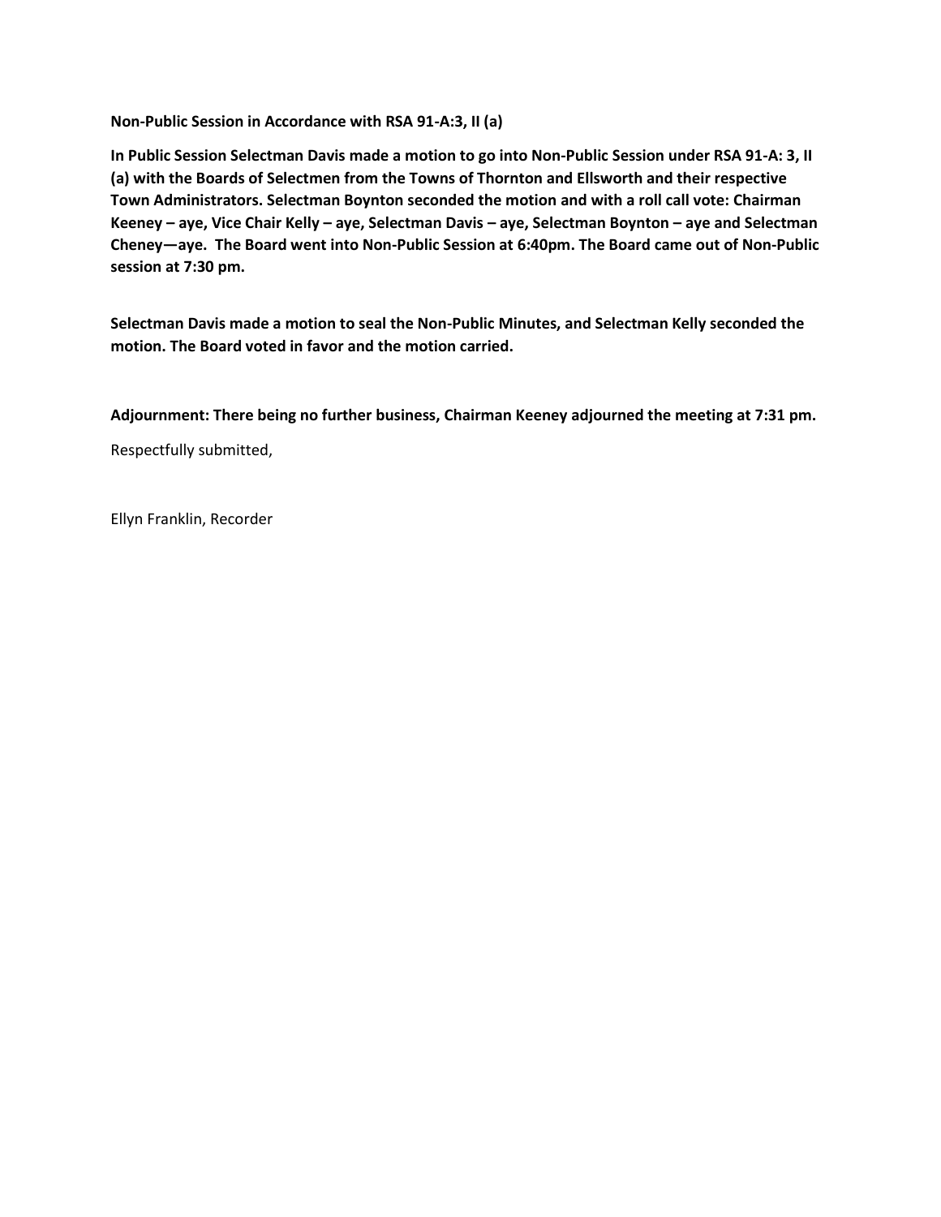**Non-Public Session in Accordance with RSA 91-A:3, II (a)**

**In Public Session Selectman Davis made a motion to go into Non-Public Session under RSA 91-A: 3, II (a) with the Boards of Selectmen from the Towns of Thornton and Ellsworth and their respective Town Administrators. Selectman Boynton seconded the motion and with a roll call vote: Chairman Keeney – aye, Vice Chair Kelly – aye, Selectman Davis – aye, Selectman Boynton – aye and Selectman Cheney—aye. The Board went into Non-Public Session at 6:40pm. The Board came out of Non-Public session at 7:30 pm.**

**Selectman Davis made a motion to seal the Non-Public Minutes, and Selectman Kelly seconded the motion. The Board voted in favor and the motion carried.**

**Adjournment: There being no further business, Chairman Keeney adjourned the meeting at 7:31 pm.**

Respectfully submitted,

Ellyn Franklin, Recorder